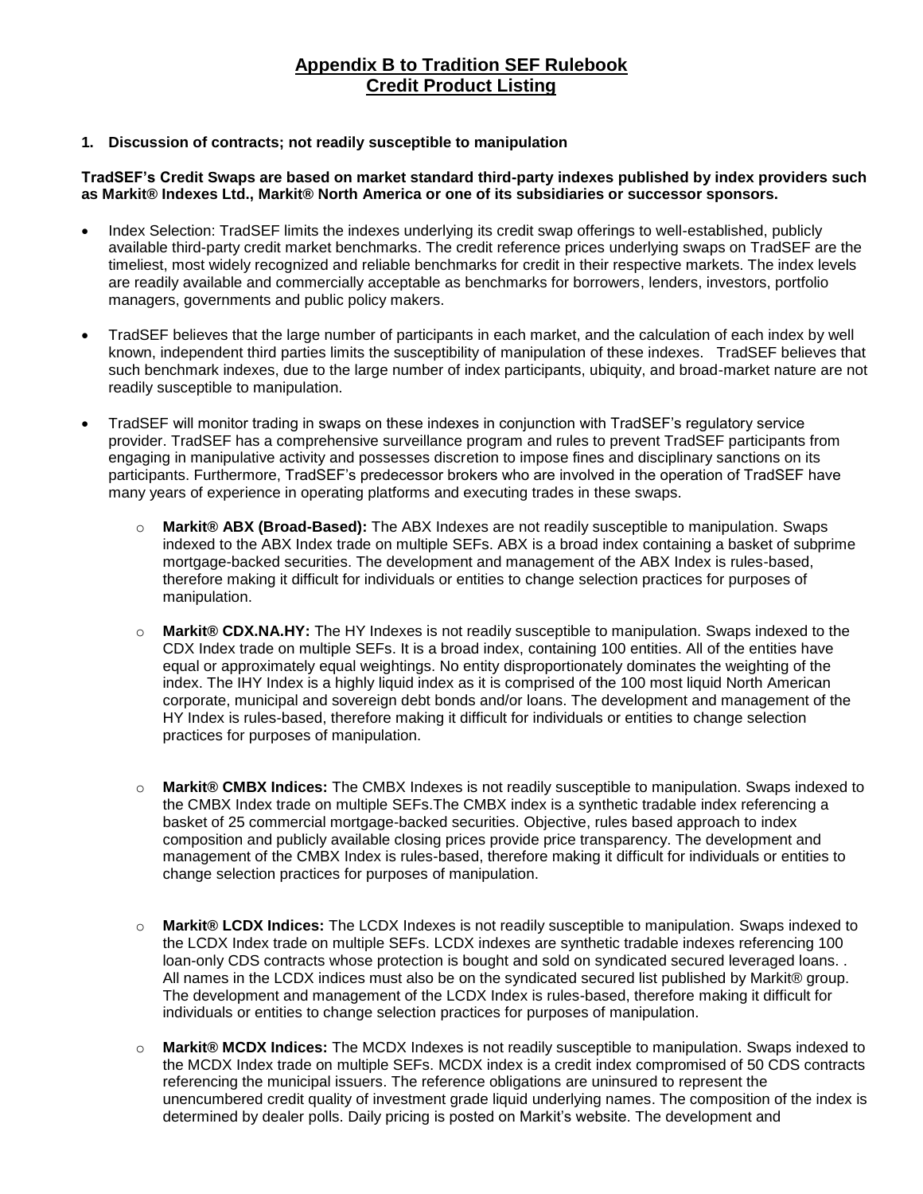# Appendix B to Tradition SEF Rulebook
# Credit Product Listing

**1. Discussion of contracts; not readily susceptible to manipulation**

**TradSEF's Credit Swaps are based on market standard third-party indexes published by index providers such as Markit® Indexes Ltd., Markit® North America or one of its subsidiaries or successor sponsors.**

- Index Selection: TradSEF limits the indexes underlying its credit swap offerings to well-established, publicly available third-party credit market benchmarks. The credit reference prices underlying swaps on TradSEF are the timeliest, most widely recognized and reliable benchmarks for credit in their respective markets. The index levels are readily available and commercially acceptable as benchmarks for borrowers, lenders, investors, portfolio managers, governments and public policy makers.

- TradSEF believes that the large number of participants in each market, and the calculation of each index by well known, independent third parties limits the susceptibility of manipulation of these indexes. TradSEF believes that such benchmark indexes, due to the large number of index participants, ubiquity, and broad-market nature are not readily susceptible to manipulation.

- TradSEF will monitor trading in swaps on these indexes in conjunction with TradSEF's regulatory service provider. TradSEF has a comprehensive surveillance program and rules to prevent TradSEF participants from engaging in manipulative activity and possesses discretion to impose fines and disciplinary sanctions on its participants. Furthermore, TradSEF's predecessor brokers who are involved in the operation of TradSEF have many years of experience in operating platforms and executing trades in these swaps.

  - **Markit® ABX (Broad-Based):** The ABX Indexes are not readily susceptible to manipulation. Swaps indexed to the ABX Index trade on multiple SEFs. ABX is a broad index containing a basket of subprime mortgage-backed securities. The development and management of the ABX Index is rules-based, therefore making it difficult for individuals or entities to change selection practices for purposes of manipulation.

  - **Markit® CDX.NA.HY:** The HY Indexes is not readily susceptible to manipulation. Swaps indexed to the CDX Index trade on multiple SEFs. It is a broad index, containing 100 entities. All of the entities have equal or approximately equal weightings. No entity disproportionately dominates the weighting of the index. The IHY Index is a highly liquid index as it is comprised of the 100 most liquid North American corporate, municipal and sovereign debt bonds and/or loans. The development and management of the HY Index is rules-based, therefore making it difficult for individuals or entities to change selection practices for purposes of manipulation.

  - **Markit® CMBX Indices:** The CMBX Indexes is not readily susceptible to manipulation. Swaps indexed to the CMBX Index trade on multiple SEFs.The CMBX index is a synthetic tradable index referencing a basket of 25 commercial mortgage-backed securities. Objective, rules based approach to index composition and publicly available closing prices provide price transparency. The development and management of the CMBX Index is rules-based, therefore making it difficult for individuals or entities to change selection practices for purposes of manipulation.

  - **Markit® LCDX Indices:** The LCDX Indexes is not readily susceptible to manipulation. Swaps indexed to the LCDX Index trade on multiple SEFs. LCDX indexes are synthetic tradable indexes referencing 100 loan-only CDS contracts whose protection is bought and sold on syndicated secured leveraged loans. . All names in the LCDX indices must also be on the syndicated secured list published by Markit® group. The development and management of the LCDX Index is rules-based, therefore making it difficult for individuals or entities to change selection practices for purposes of manipulation.

  - **Markit® MCDX Indices:** The MCDX Indexes is not readily susceptible to manipulation. Swaps indexed to the MCDX Index trade on multiple SEFs. MCDX index is a credit index compromised of 50 CDS contracts referencing the municipal issuers. The reference obligations are uninsured to represent the unencumbered credit quality of investment grade liquid underlying names. The composition of the index is determined by dealer polls. Daily pricing is posted on Markit's website. The development and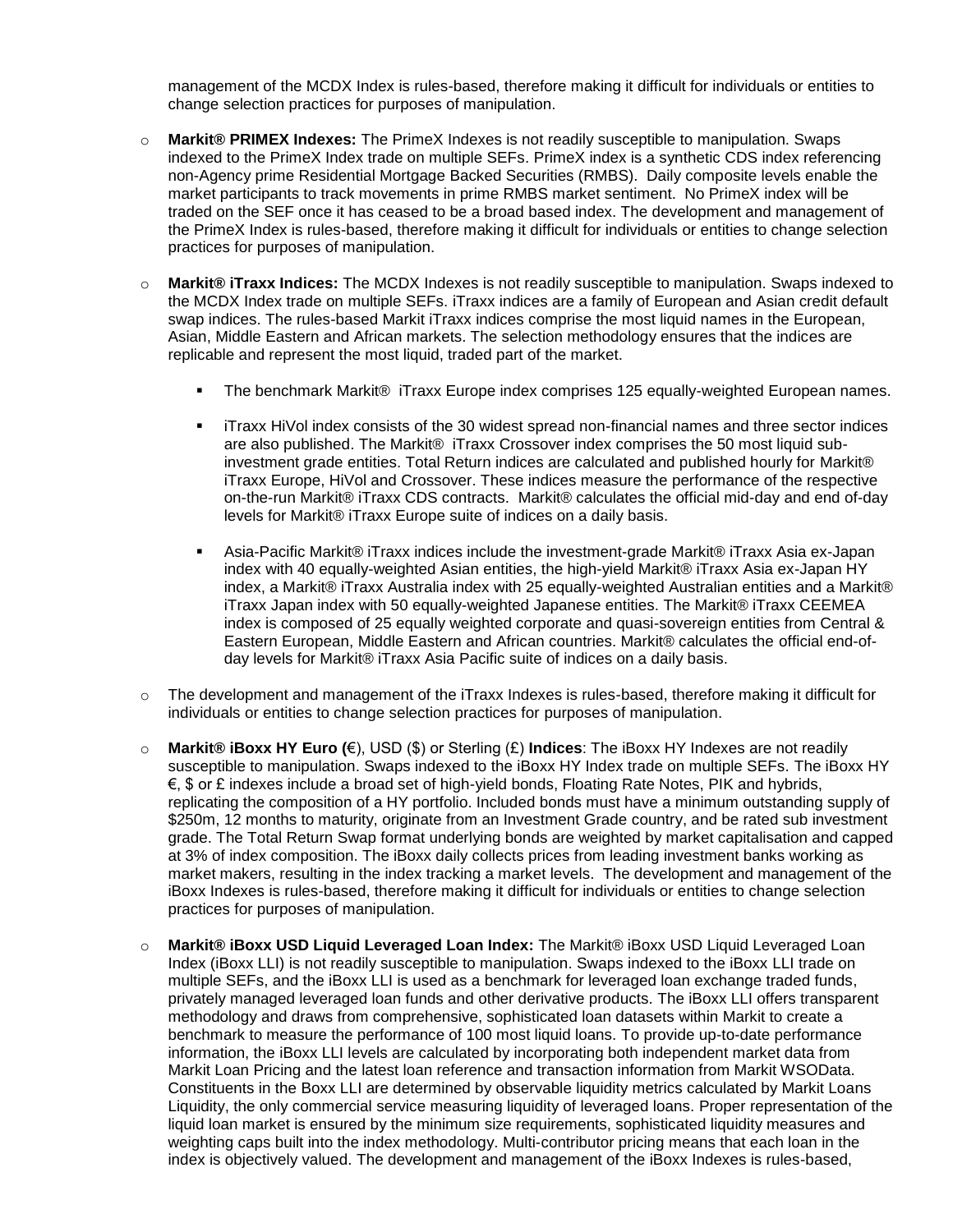management of the MCDX Index is rules-based, therefore making it difficult for individuals or entities to change selection practices for purposes of manipulation.

- **Markit® PRIMEX Indexes:** The PrimeX Indexes is not readily susceptible to manipulation. Swaps indexed to the PrimeX Index trade on multiple SEFs. PrimeX index is a synthetic CDS index referencing non-Agency prime Residential Mortgage Backed Securities (RMBS). Daily composite levels enable the market participants to track movements in prime RMBS market sentiment. No PrimeX index will be traded on the SEF once it has ceased to be a broad based index. The development and management of the PrimeX Index is rules-based, therefore making it difficult for individuals or entities to change selection practices for purposes of manipulation.

- **Markit® iTraxx Indices:** The MCDX Indexes is not readily susceptible to manipulation. Swaps indexed to the MCDX Index trade on multiple SEFs. iTraxx indices are a family of European and Asian credit default swap indices. The rules-based Markit iTraxx indices comprise the most liquid names in the European, Asian, Middle Eastern and African markets. The selection methodology ensures that the indices are replicable and represent the most liquid, traded part of the market.

  - The benchmark Markit® iTraxx Europe index comprises 125 equally-weighted European names.

  - iTraxx HiVol index consists of the 30 widest spread non-financial names and three sector indices are also published. The Markit® iTraxx Crossover index comprises the 50 most liquid sub-investment grade entities. Total Return indices are calculated and published hourly for Markit® iTraxx Europe, HiVol and Crossover. These indices measure the performance of the respective on-the-run Markit® iTraxx CDS contracts. Markit® calculates the official mid-day and end of-day levels for Markit® iTraxx Europe suite of indices on a daily basis.

  - Asia-Pacific Markit® iTraxx indices include the investment-grade Markit® iTraxx Asia ex-Japan index with 40 equally-weighted Asian entities, the high-yield Markit® iTraxx Asia ex-Japan HY index, a Markit® iTraxx Australia index with 25 equally-weighted Australian entities and a Markit® iTraxx Japan index with 50 equally-weighted Japanese entities. The Markit® iTraxx CEEMEA index is composed of 25 equally weighted corporate and quasi-sovereign entities from Central & Eastern European, Middle Eastern and African countries. Markit® calculates the official end-of-day levels for Markit® iTraxx Asia Pacific suite of indices on a daily basis.

- The development and management of the iTraxx Indexes is rules-based, therefore making it difficult for individuals or entities to change selection practices for purposes of manipulation.

- **Markit® iBoxx HY Euro (**€), USD ($) or Sterling (£) **Indices**: The iBoxx HY Indexes are not readily susceptible to manipulation. Swaps indexed to the iBoxx HY Index trade on multiple SEFs. The iBoxx HY €, $ or £ indexes include a broad set of high-yield bonds, Floating Rate Notes, PIK and hybrids, replicating the composition of a HY portfolio. Included bonds must have a minimum outstanding supply of $250m, 12 months to maturity, originate from an Investment Grade country, and be rated sub investment grade. The Total Return Swap format underlying bonds are weighted by market capitalisation and capped at 3% of index composition. The iBoxx daily collects prices from leading investment banks working as market makers, resulting in the index tracking a market levels. The development and management of the iBoxx Indexes is rules-based, therefore making it difficult for individuals or entities to change selection practices for purposes of manipulation.

- **Markit® iBoxx USD Liquid Leveraged Loan Index:** The Markit® iBoxx USD Liquid Leveraged Loan Index (iBoxx LLI) is not readily susceptible to manipulation. Swaps indexed to the iBoxx LLI trade on multiple SEFs, and the iBoxx LLI is used as a benchmark for leveraged loan exchange traded funds, privately managed leveraged loan funds and other derivative products. The iBoxx LLI offers transparent methodology and draws from comprehensive, sophisticated loan datasets within Markit to create a benchmark to measure the performance of 100 most liquid loans. To provide up-to-date performance information, the iBoxx LLI levels are calculated by incorporating both independent market data from Markit Loan Pricing and the latest loan reference and transaction information from Markit WSOData. Constituents in the Boxx LLI are determined by observable liquidity metrics calculated by Markit Loans Liquidity, the only commercial service measuring liquidity of leveraged loans. Proper representation of the liquid loan market is ensured by the minimum size requirements, sophisticated liquidity measures and weighting caps built into the index methodology. Multi-contributor pricing means that each loan in the index is objectively valued. The development and management of the iBoxx Indexes is rules-based,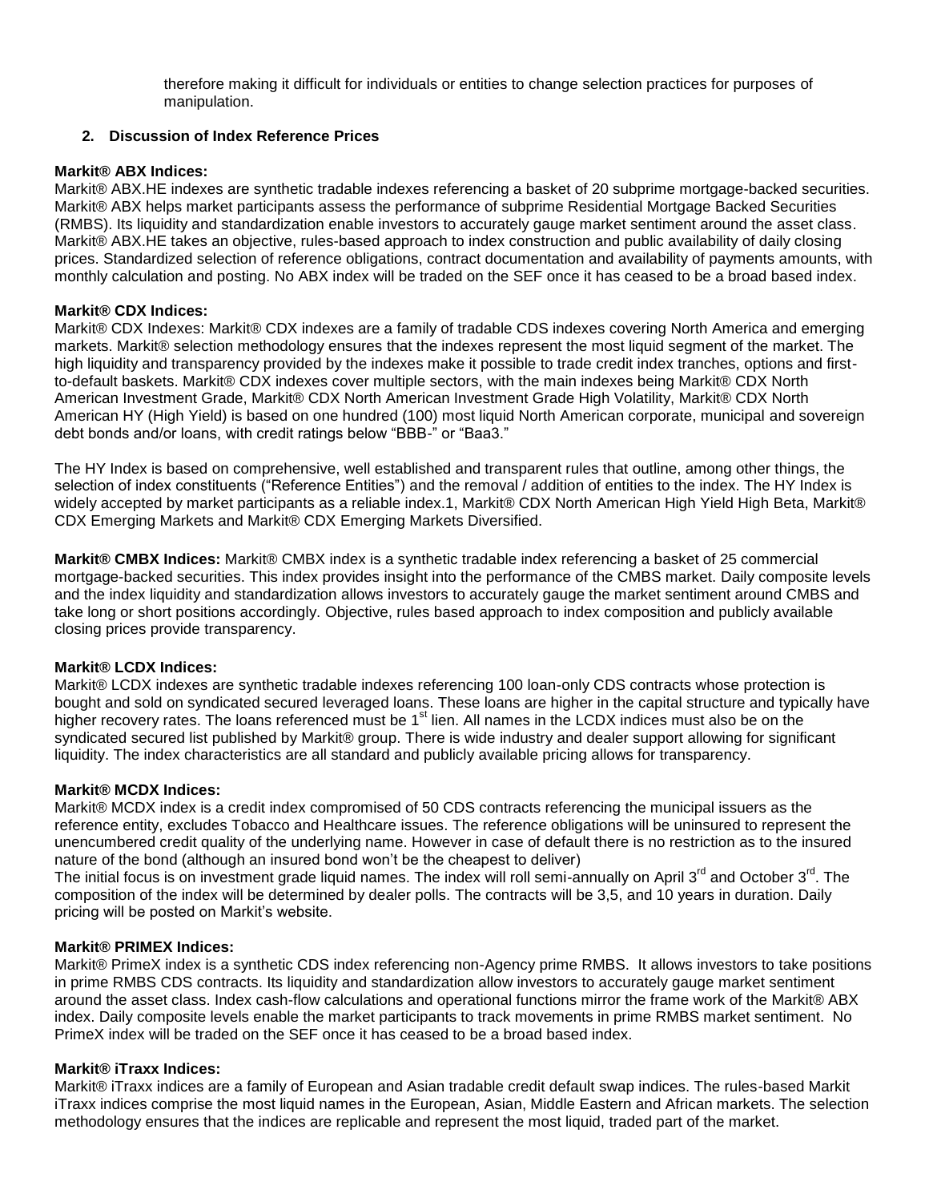therefore making it difficult for individuals or entities to change selection practices for purposes of manipulation.

**2. Discussion of Index Reference Prices**

**Markit® ABX Indices:**

Markit® ABX.HE indexes are synthetic tradable indexes referencing a basket of 20 subprime mortgage-backed securities. Markit® ABX helps market participants assess the performance of subprime Residential Mortgage Backed Securities (RMBS). Its liquidity and standardization enable investors to accurately gauge market sentiment around the asset class. Markit® ABX.HE takes an objective, rules-based approach to index construction and public availability of daily closing prices. Standardized selection of reference obligations, contract documentation and availability of payments amounts, with monthly calculation and posting. No ABX index will be traded on the SEF once it has ceased to be a broad based index.

**Markit® CDX Indices:**

Markit® CDX Indexes: Markit® CDX indexes are a family of tradable CDS indexes covering North America and emerging markets. Markit® selection methodology ensures that the indexes represent the most liquid segment of the market. The high liquidity and transparency provided by the indexes make it possible to trade credit index tranches, options and first-to-default baskets. Markit® CDX indexes cover multiple sectors, with the main indexes being Markit® CDX North American Investment Grade, Markit® CDX North American Investment Grade High Volatility, Markit® CDX North American HY (High Yield) is based on one hundred (100) most liquid North American corporate, municipal and sovereign debt bonds and/or loans, with credit ratings below "BBB-" or "Baa3."

The HY Index is based on comprehensive, well established and transparent rules that outline, among other things, the selection of index constituents ("Reference Entities") and the removal / addition of entities to the index. The HY Index is widely accepted by market participants as a reliable index.1, Markit® CDX North American High Yield High Beta, Markit® CDX Emerging Markets and Markit® CDX Emerging Markets Diversified.

**Markit® CMBX Indices:** Markit® CMBX index is a synthetic tradable index referencing a basket of 25 commercial mortgage-backed securities. This index provides insight into the performance of the CMBS market. Daily composite levels and the index liquidity and standardization allows investors to accurately gauge the market sentiment around CMBS and take long or short positions accordingly. Objective, rules based approach to index composition and publicly available closing prices provide transparency.

**Markit® LCDX Indices:**

Markit® LCDX indexes are synthetic tradable indexes referencing 100 loan-only CDS contracts whose protection is bought and sold on syndicated secured leveraged loans. These loans are higher in the capital structure and typically have higher recovery rates. The loans referenced must be 1st lien. All names in the LCDX indices must also be on the syndicated secured list published by Markit® group. There is wide industry and dealer support allowing for significant liquidity. The index characteristics are all standard and publicly available pricing allows for transparency.

**Markit® MCDX Indices:**

Markit® MCDX index is a credit index compromised of 50 CDS contracts referencing the municipal issuers as the reference entity, excludes Tobacco and Healthcare issues. The reference obligations will be uninsured to represent the unencumbered credit quality of the underlying name. However in case of default there is no restriction as to the insured nature of the bond (although an insured bond won't be the cheapest to deliver)

The initial focus is on investment grade liquid names. The index will roll semi-annually on April 3rd and October 3rd. The composition of the index will be determined by dealer polls. The contracts will be 3,5, and 10 years in duration. Daily pricing will be posted on Markit's website.

**Markit® PRIMEX Indices:**

Markit® PrimeX index is a synthetic CDS index referencing non-Agency prime RMBS. It allows investors to take positions in prime RMBS CDS contracts. Its liquidity and standardization allow investors to accurately gauge market sentiment around the asset class. Index cash-flow calculations and operational functions mirror the frame work of the Markit® ABX index. Daily composite levels enable the market participants to track movements in prime RMBS market sentiment. No PrimeX index will be traded on the SEF once it has ceased to be a broad based index.

**Markit® iTraxx Indices:**

Markit® iTraxx indices are a family of European and Asian tradable credit default swap indices. The rules-based Markit iTraxx indices comprise the most liquid names in the European, Asian, Middle Eastern and African markets. The selection methodology ensures that the indices are replicable and represent the most liquid, traded part of the market.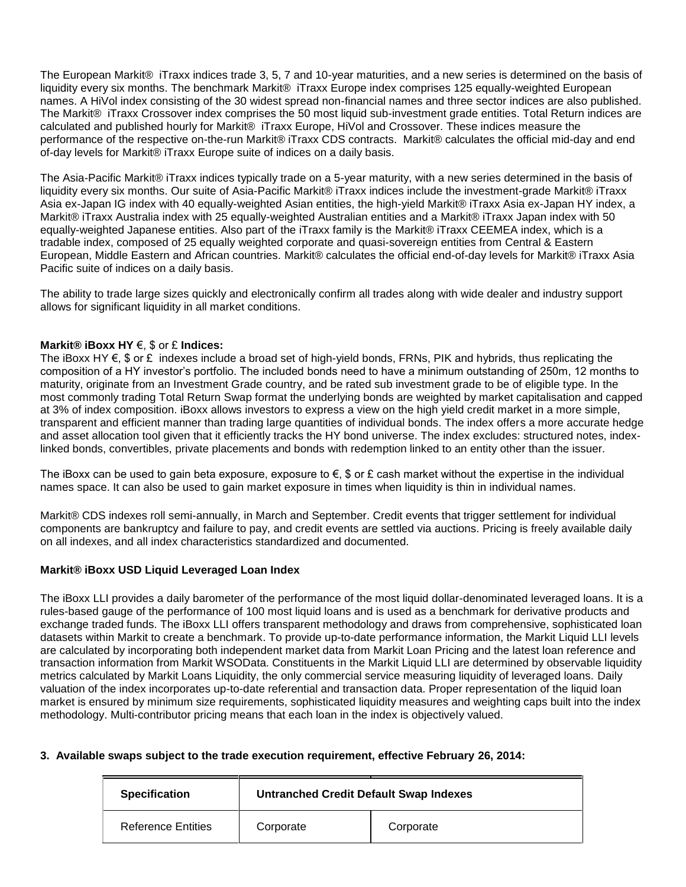The European Markit® iTraxx indices trade 3, 5, 7 and 10-year maturities, and a new series is determined on the basis of liquidity every six months. The benchmark Markit® iTraxx Europe index comprises 125 equally-weighted European names. A HiVol index consisting of the 30 widest spread non-financial names and three sector indices are also published. The Markit® iTraxx Crossover index comprises the 50 most liquid sub-investment grade entities. Total Return indices are calculated and published hourly for Markit® iTraxx Europe, HiVol and Crossover. These indices measure the performance of the respective on-the-run Markit® iTraxx CDS contracts. Markit® calculates the official mid-day and end of-day levels for Markit® iTraxx Europe suite of indices on a daily basis.

The Asia-Pacific Markit® iTraxx indices typically trade on a 5-year maturity, with a new series determined in the basis of liquidity every six months. Our suite of Asia-Pacific Markit® iTraxx indices include the investment-grade Markit® iTraxx Asia ex-Japan IG index with 40 equally-weighted Asian entities, the high-yield Markit® iTraxx Asia ex-Japan HY index, a Markit® iTraxx Australia index with 25 equally-weighted Australian entities and a Markit® iTraxx Japan index with 50 equally-weighted Japanese entities. Also part of the iTraxx family is the Markit® iTraxx CEEMEA index, which is a tradable index, composed of 25 equally weighted corporate and quasi-sovereign entities from Central & Eastern European, Middle Eastern and African countries. Markit® calculates the official end-of-day levels for Markit® iTraxx Asia Pacific suite of indices on a daily basis.

The ability to trade large sizes quickly and electronically confirm all trades along with wide dealer and industry support allows for significant liquidity in all market conditions.

**Markit® iBoxx HY** €, $ or £ **Indices:**
The iBoxx HY €, $ or £ indexes include a broad set of high-yield bonds, FRNs, PIK and hybrids, thus replicating the composition of a HY investor's portfolio. The included bonds need to have a minimum outstanding of 250m, 12 months to maturity, originate from an Investment Grade country, and be rated sub investment grade to be of eligible type. In the most commonly trading Total Return Swap format the underlying bonds are weighted by market capitalisation and capped at 3% of index composition. iBoxx allows investors to express a view on the high yield credit market in a more simple, transparent and efficient manner than trading large quantities of individual bonds. The index offers a more accurate hedge and asset allocation tool given that it efficiently tracks the HY bond universe. The index excludes: structured notes, index-linked bonds, convertibles, private placements and bonds with redemption linked to an entity other than the issuer.

The iBoxx can be used to gain beta exposure, exposure to €, $ or £ cash market without the expertise in the individual names space. It can also be used to gain market exposure in times when liquidity is thin in individual names.

Markit® CDS indexes roll semi-annually, in March and September. Credit events that trigger settlement for individual components are bankruptcy and failure to pay, and credit events are settled via auctions. Pricing is freely available daily on all indexes, and all index characteristics standardized and documented.

**Markit® iBoxx USD Liquid Leveraged Loan Index**

The iBoxx LLI provides a daily barometer of the performance of the most liquid dollar-denominated leveraged loans. It is a rules-based gauge of the performance of 100 most liquid loans and is used as a benchmark for derivative products and exchange traded funds. The iBoxx LLI offers transparent methodology and draws from comprehensive, sophisticated loan datasets within Markit to create a benchmark. To provide up-to-date performance information, the Markit Liquid LLI levels are calculated by incorporating both independent market data from Markit Loan Pricing and the latest loan reference and transaction information from Markit WSOData. Constituents in the Markit Liquid LLI are determined by observable liquidity metrics calculated by Markit Loans Liquidity, the only commercial service measuring liquidity of leveraged loans. Daily valuation of the index incorporates up-to-date referential and transaction data. Proper representation of the liquid loan market is ensured by minimum size requirements, sophisticated liquidity measures and weighting caps built into the index methodology. Multi-contributor pricing means that each loan in the index is objectively valued.

**3. Available swaps subject to the trade execution requirement, effective February 26, 2014:**

| **Specification** | **Untranched Credit Default Swap Indexes** | |
|---|---|---|
| Reference Entities | Corporate | Corporate |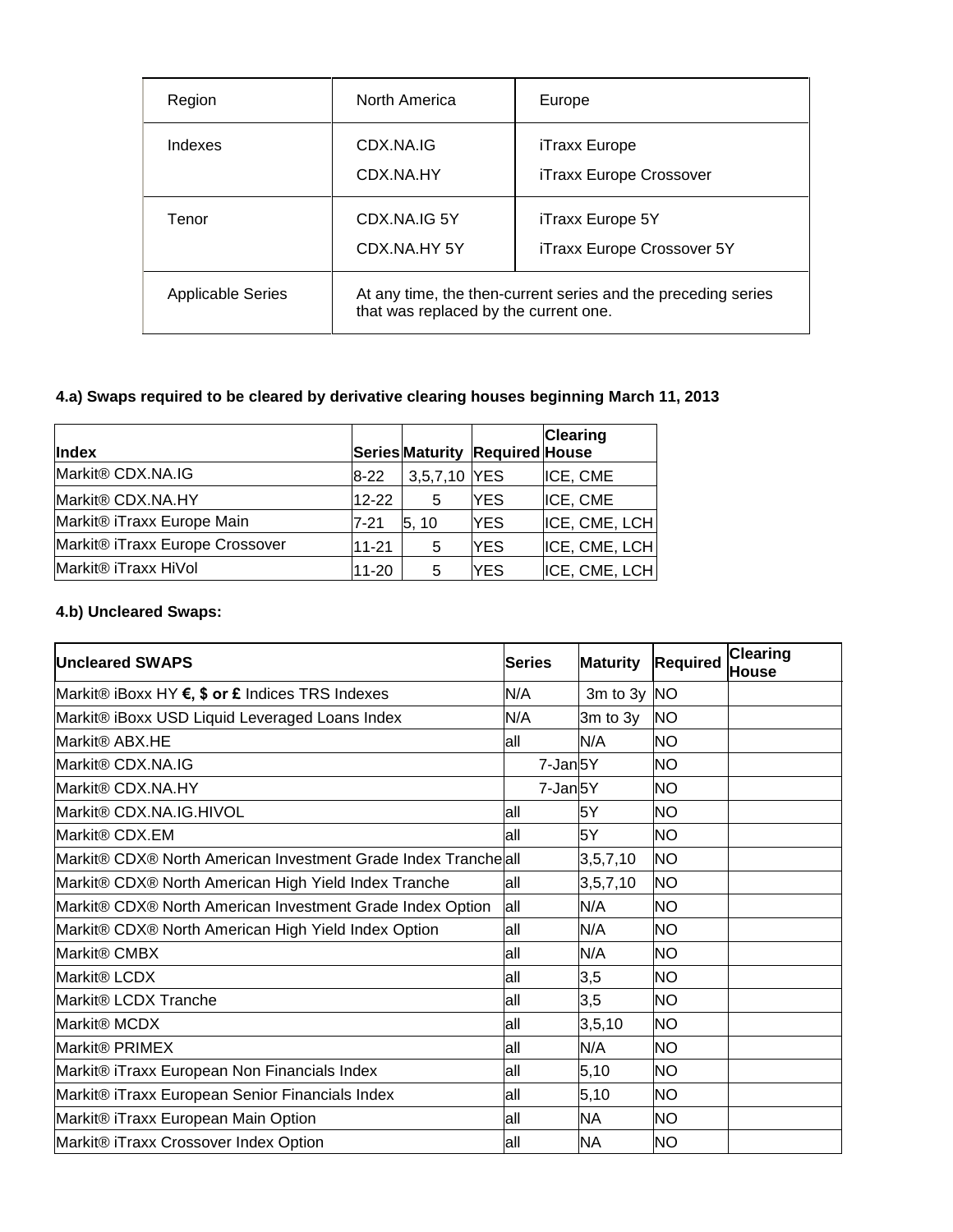| Region | North America | Europe |
| --- | --- | --- |
| Indexes | CDX.NA.IG<br>CDX.NA.HY | iTraxx Europe<br>iTraxx Europe Crossover |
| Tenor | CDX.NA.IG 5Y<br>CDX.NA.HY 5Y | iTraxx Europe 5Y<br>iTraxx Europe Crossover 5Y |
| Applicable Series | At any time, the then-current series and the preceding series that was replaced by the current one. | |

**4.a) Swaps required to be cleared by derivative clearing houses beginning March 11, 2013**

| Index | Series | Maturity | Required | Clearing House |
| --- | --- | --- | --- | --- |
| Markit® CDX.NA.IG | 8-22 | 3,5,7,10 | YES | ICE, CME |
| Markit® CDX.NA.HY | 12-22 | 5 | YES | ICE, CME |
| Markit® iTraxx Europe Main | 7-21 | 5, 10 | YES | ICE, CME, LCH |
| Markit® iTraxx Europe Crossover | 11-21 | 5 | YES | ICE, CME, LCH |
| Markit® iTraxx HiVol | 11-20 | 5 | YES | ICE, CME, LCH |

**4.b) Uncleared Swaps:**

| Uncleared SWAPS | Series | Maturity | Required | Clearing House |
| --- | --- | --- | --- | --- |
| Markit® iBoxx HY **€, $ or £** Indices TRS Indexes | N/A | 3m to 3y | NO | |
| Markit® iBoxx USD Liquid Leveraged Loans Index | N/A | 3m to 3y | NO | |
| Markit® ABX.HE | all | N/A | NO | |
| Markit® CDX.NA.IG | 7-Jan | 5Y | NO | |
| Markit® CDX.NA.HY | 7-Jan | 5Y | NO | |
| Markit® CDX.NA.IG.HIVOL | all | 5Y | NO | |
| Markit® CDX.EM | all | 5Y | NO | |
| Markit® CDX® North American Investment Grade Index Tranche | all | 3,5,7,10 | NO | |
| Markit® CDX® North American High Yield Index Tranche | all | 3,5,7,10 | NO | |
| Markit® CDX® North American Investment Grade Index Option | all | N/A | NO | |
| Markit® CDX® North American High Yield Index Option | all | N/A | NO | |
| Markit® CMBX | all | N/A | NO | |
| Markit® LCDX | all | 3,5 | NO | |
| Markit® LCDX Tranche | all | 3,5 | NO | |
| Markit® MCDX | all | 3,5,10 | NO | |
| Markit® PRIMEX | all | N/A | NO | |
| Markit® iTraxx European Non Financials Index | all | 5,10 | NO | |
| Markit® iTraxx European Senior Financials Index | all | 5,10 | NO | |
| Markit® iTraxx European Main Option | all | NA | NO | |
| Markit® iTraxx Crossover Index Option | all | NA | NO | |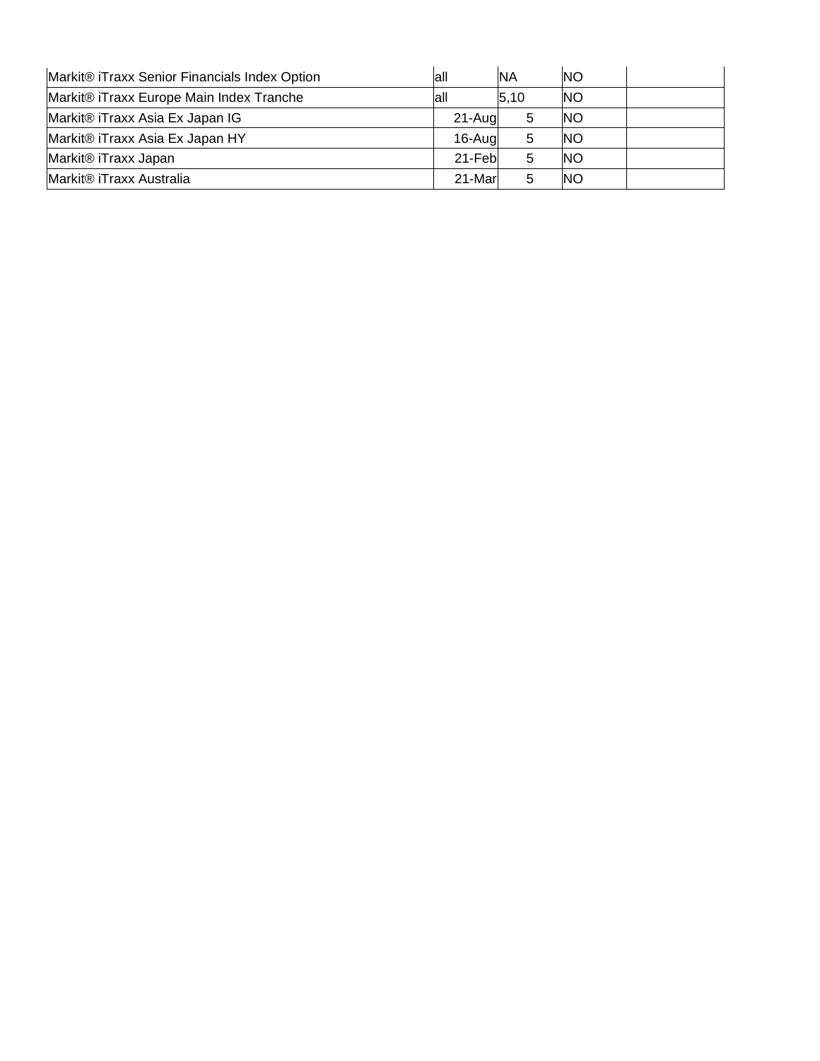| | | | | |
|---|---|---|---|---|
| Markit® iTraxx Senior Financials Index Option | all | NA | NO | |
| Markit® iTraxx Europe Main Index Tranche | all | 5,10 | NO | |
| Markit® iTraxx Asia Ex Japan IG | 21-Aug | 5 | NO | |
| Markit® iTraxx Asia Ex Japan HY | 16-Aug | 5 | NO | |
| Markit® iTraxx Japan | 21-Feb | 5 | NO | |
| Markit® iTraxx Australia | 21-Mar | 5 | NO | |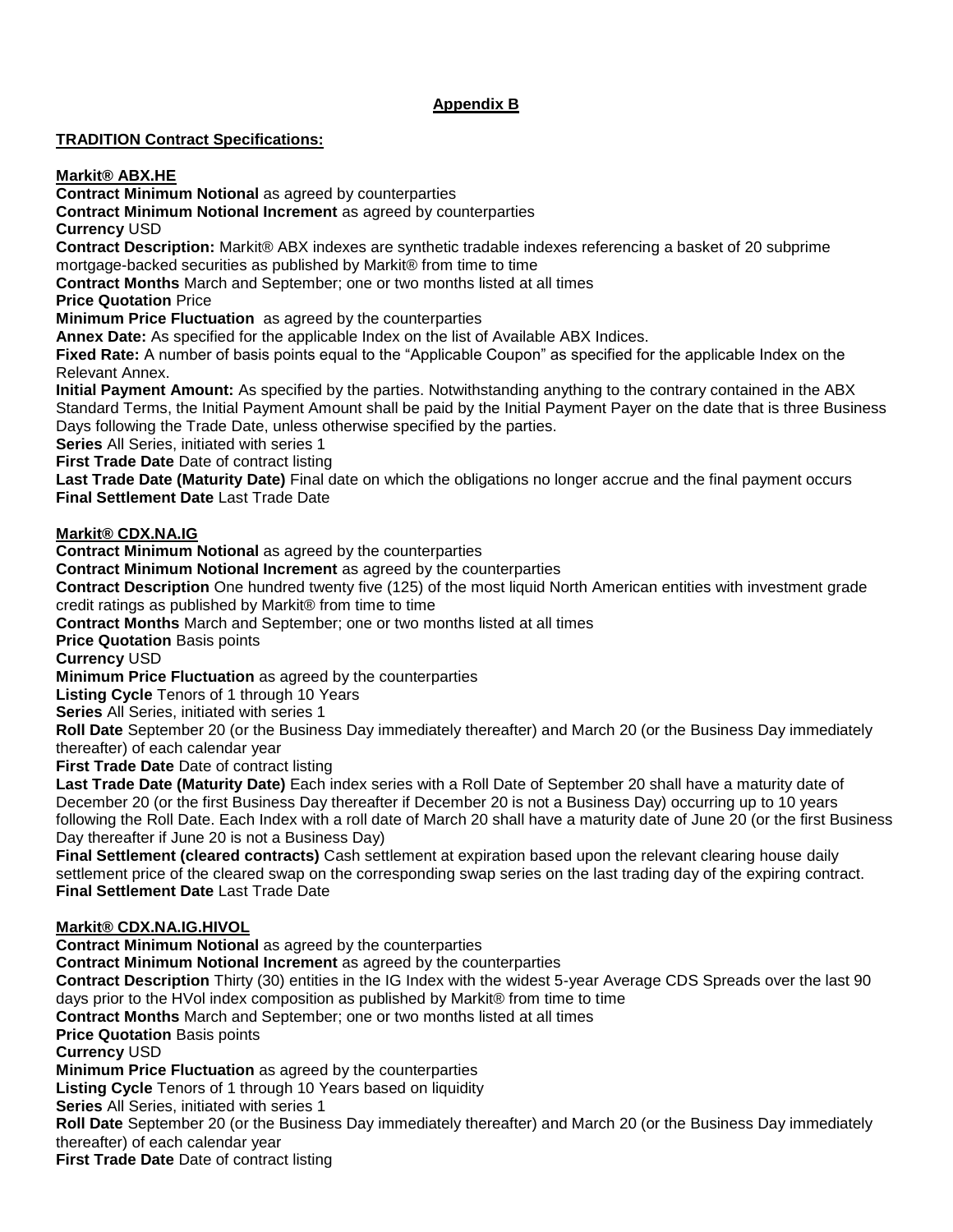## Appendix B

**TRADITION Contract Specifications:**

**Markit® ABX.HE**

**Contract Minimum Notional** as agreed by counterparties
**Contract Minimum Notional Increment** as agreed by counterparties
**Currency** USD
**Contract Description:** Markit® ABX indexes are synthetic tradable indexes referencing a basket of 20 subprime mortgage-backed securities as published by Markit® from time to time
**Contract Months** March and September; one or two months listed at all times
**Price Quotation** Price
**Minimum Price Fluctuation** as agreed by the counterparties
**Annex Date:** As specified for the applicable Index on the list of Available ABX Indices.
**Fixed Rate:** A number of basis points equal to the "Applicable Coupon" as specified for the applicable Index on the Relevant Annex.
**Initial Payment Amount:** As specified by the parties. Notwithstanding anything to the contrary contained in the ABX Standard Terms, the Initial Payment Amount shall be paid by the Initial Payment Payer on the date that is three Business Days following the Trade Date, unless otherwise specified by the parties.
**Series** All Series, initiated with series 1
**First Trade Date** Date of contract listing
**Last Trade Date (Maturity Date)** Final date on which the obligations no longer accrue and the final payment occurs
**Final Settlement Date** Last Trade Date

**Markit® CDX.NA.IG**

**Contract Minimum Notional** as agreed by the counterparties
**Contract Minimum Notional Increment** as agreed by the counterparties
**Contract Description** One hundred twenty five (125) of the most liquid North American entities with investment grade credit ratings as published by Markit® from time to time
**Contract Months** March and September; one or two months listed at all times
**Price Quotation** Basis points
**Currency** USD
**Minimum Price Fluctuation** as agreed by the counterparties
**Listing Cycle** Tenors of 1 through 10 Years
**Series** All Series, initiated with series 1
**Roll Date** September 20 (or the Business Day immediately thereafter) and March 20 (or the Business Day immediately thereafter) of each calendar year
**First Trade Date** Date of contract listing
**Last Trade Date (Maturity Date)** Each index series with a Roll Date of September 20 shall have a maturity date of December 20 (or the first Business Day thereafter if December 20 is not a Business Day) occurring up to 10 years following the Roll Date. Each Index with a roll date of March 20 shall have a maturity date of June 20 (or the first Business Day thereafter if June 20 is not a Business Day)
**Final Settlement (cleared contracts)** Cash settlement at expiration based upon the relevant clearing house daily settlement price of the cleared swap on the corresponding swap series on the last trading day of the expiring contract.
**Final Settlement Date** Last Trade Date

**Markit® CDX.NA.IG.HIVOL**

**Contract Minimum Notional** as agreed by the counterparties
**Contract Minimum Notional Increment** as agreed by the counterparties
**Contract Description** Thirty (30) entities in the IG Index with the widest 5-year Average CDS Spreads over the last 90 days prior to the HVol index composition as published by Markit® from time to time
**Contract Months** March and September; one or two months listed at all times
**Price Quotation** Basis points
**Currency** USD
**Minimum Price Fluctuation** as agreed by the counterparties
**Listing Cycle** Tenors of 1 through 10 Years based on liquidity
**Series** All Series, initiated with series 1
**Roll Date** September 20 (or the Business Day immediately thereafter) and March 20 (or the Business Day immediately thereafter) of each calendar year
**First Trade Date** Date of contract listing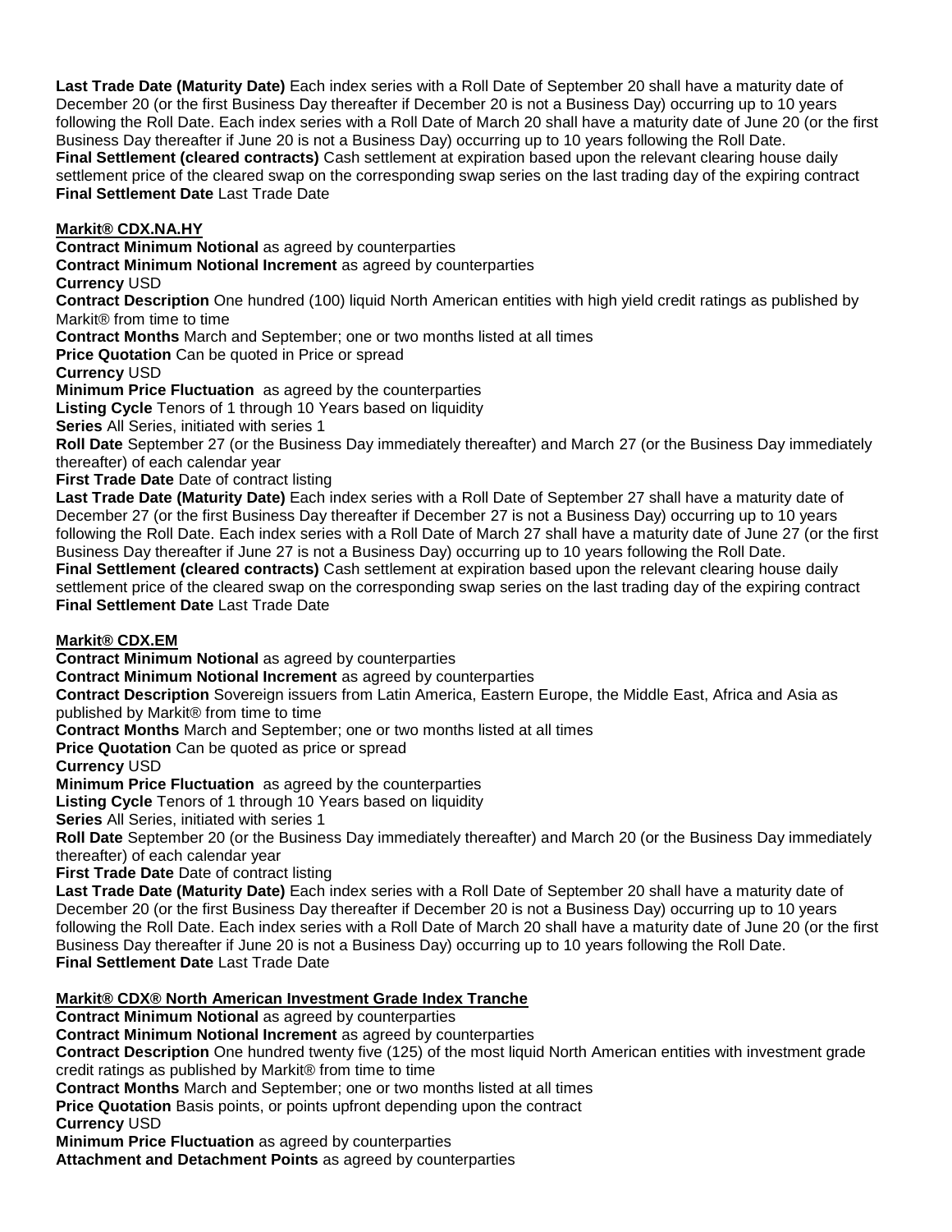**Last Trade Date (Maturity Date)** Each index series with a Roll Date of September 20 shall have a maturity date of December 20 (or the first Business Day thereafter if December 20 is not a Business Day) occurring up to 10 years following the Roll Date. Each index series with a Roll Date of March 20 shall have a maturity date of June 20 (or the first Business Day thereafter if June 20 is not a Business Day) occurring up to 10 years following the Roll Date.
**Final Settlement (cleared contracts)** Cash settlement at expiration based upon the relevant clearing house daily settlement price of the cleared swap on the corresponding swap series on the last trading day of the expiring contract
**Final Settlement Date** Last Trade Date

**Markit® CDX.NA.HY**

**Contract Minimum Notional** as agreed by counterparties
**Contract Minimum Notional Increment** as agreed by counterparties
**Currency** USD
**Contract Description** One hundred (100) liquid North American entities with high yield credit ratings as published by Markit® from time to time
**Contract Months** March and September; one or two months listed at all times
**Price Quotation** Can be quoted in Price or spread
**Currency** USD
**Minimum Price Fluctuation** as agreed by the counterparties
**Listing Cycle** Tenors of 1 through 10 Years based on liquidity
**Series** All Series, initiated with series 1
**Roll Date** September 27 (or the Business Day immediately thereafter) and March 27 (or the Business Day immediately thereafter) of each calendar year
**First Trade Date** Date of contract listing
**Last Trade Date (Maturity Date)** Each index series with a Roll Date of September 27 shall have a maturity date of December 27 (or the first Business Day thereafter if December 27 is not a Business Day) occurring up to 10 years following the Roll Date. Each index series with a Roll Date of March 27 shall have a maturity date of June 27 (or the first Business Day thereafter if June 27 is not a Business Day) occurring up to 10 years following the Roll Date.
**Final Settlement (cleared contracts)** Cash settlement at expiration based upon the relevant clearing house daily settlement price of the cleared swap on the corresponding swap series on the last trading day of the expiring contract
**Final Settlement Date** Last Trade Date

**Markit® CDX.EM**

**Contract Minimum Notional** as agreed by counterparties
**Contract Minimum Notional Increment** as agreed by counterparties
**Contract Description** Sovereign issuers from Latin America, Eastern Europe, the Middle East, Africa and Asia as published by Markit® from time to time
**Contract Months** March and September; one or two months listed at all times
**Price Quotation** Can be quoted as price or spread
**Currency** USD
**Minimum Price Fluctuation** as agreed by the counterparties
**Listing Cycle** Tenors of 1 through 10 Years based on liquidity
**Series** All Series, initiated with series 1
**Roll Date** September 20 (or the Business Day immediately thereafter) and March 20 (or the Business Day immediately thereafter) of each calendar year
**First Trade Date** Date of contract listing
**Last Trade Date (Maturity Date)** Each index series with a Roll Date of September 20 shall have a maturity date of December 20 (or the first Business Day thereafter if December 20 is not a Business Day) occurring up to 10 years following the Roll Date. Each index series with a Roll Date of March 20 shall have a maturity date of June 20 (or the first Business Day thereafter if June 20 is not a Business Day) occurring up to 10 years following the Roll Date.
**Final Settlement Date** Last Trade Date

**Markit® CDX® North American Investment Grade Index Tranche**

**Contract Minimum Notional** as agreed by counterparties
**Contract Minimum Notional Increment** as agreed by counterparties
**Contract Description** One hundred twenty five (125) of the most liquid North American entities with investment grade credit ratings as published by Markit® from time to time
**Contract Months** March and September; one or two months listed at all times
**Price Quotation** Basis points, or points upfront depending upon the contract
**Currency** USD
**Minimum Price Fluctuation** as agreed by counterparties
**Attachment and Detachment Points** as agreed by counterparties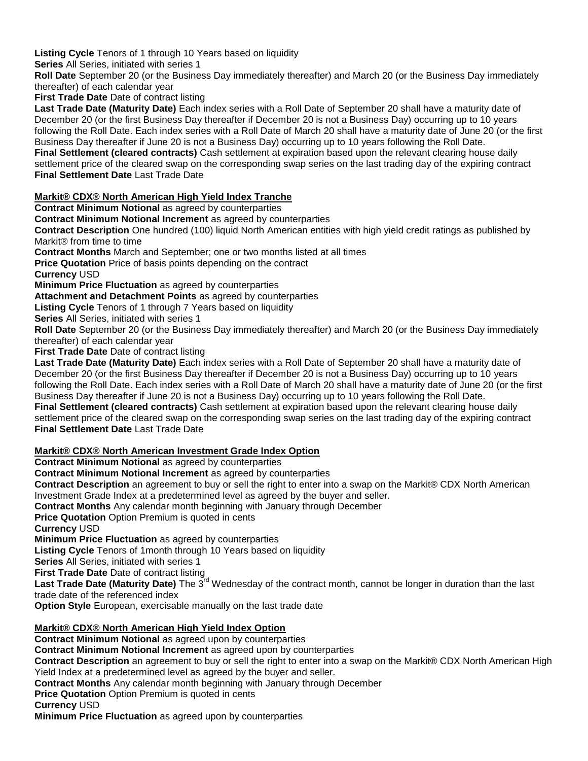**Listing Cycle** Tenors of 1 through 10 Years based on liquidity
**Series** All Series, initiated with series 1
**Roll Date** September 20 (or the Business Day immediately thereafter) and March 20 (or the Business Day immediately thereafter) of each calendar year
**First Trade Date** Date of contract listing
**Last Trade Date (Maturity Date)** Each index series with a Roll Date of September 20 shall have a maturity date of December 20 (or the first Business Day thereafter if December 20 is not a Business Day) occurring up to 10 years following the Roll Date. Each index series with a Roll Date of March 20 shall have a maturity date of June 20 (or the first Business Day thereafter if June 20 is not a Business Day) occurring up to 10 years following the Roll Date.
**Final Settlement (cleared contracts)** Cash settlement at expiration based upon the relevant clearing house daily settlement price of the cleared swap on the corresponding swap series on the last trading day of the expiring contract
**Final Settlement Date** Last Trade Date

**Markit® CDX® North American High Yield Index Tranche**
**Contract Minimum Notional** as agreed by counterparties
**Contract Minimum Notional Increment** as agreed by counterparties
**Contract Description** One hundred (100) liquid North American entities with high yield credit ratings as published by Markit® from time to time
**Contract Months** March and September; one or two months listed at all times
**Price Quotation** Price of basis points depending on the contract
**Currency** USD
**Minimum Price Fluctuation** as agreed by counterparties
**Attachment and Detachment Points** as agreed by counterparties
**Listing Cycle** Tenors of 1 through 7 Years based on liquidity
**Series** All Series, initiated with series 1
**Roll Date** September 20 (or the Business Day immediately thereafter) and March 20 (or the Business Day immediately thereafter) of each calendar year
**First Trade Date** Date of contract listing
**Last Trade Date (Maturity Date)** Each index series with a Roll Date of September 20 shall have a maturity date of December 20 (or the first Business Day thereafter if December 20 is not a Business Day) occurring up to 10 years following the Roll Date. Each index series with a Roll Date of March 20 shall have a maturity date of June 20 (or the first Business Day thereafter if June 20 is not a Business Day) occurring up to 10 years following the Roll Date.
**Final Settlement (cleared contracts)** Cash settlement at expiration based upon the relevant clearing house daily settlement price of the cleared swap on the corresponding swap series on the last trading day of the expiring contract
**Final Settlement Date** Last Trade Date

**Markit® CDX® North American Investment Grade Index Option**
**Contract Minimum Notional** as agreed by counterparties
**Contract Minimum Notional Increment** as agreed by counterparties
**Contract Description** an agreement to buy or sell the right to enter into a swap on the Markit® CDX North American Investment Grade Index at a predetermined level as agreed by the buyer and seller.
**Contract Months** Any calendar month beginning with January through December
**Price Quotation** Option Premium is quoted in cents
**Currency** USD
**Minimum Price Fluctuation** as agreed by counterparties
**Listing Cycle** Tenors of 1month through 10 Years based on liquidity
**Series** All Series, initiated with series 1
**First Trade Date** Date of contract listing
**Last Trade Date (Maturity Date)** The 3rd Wednesday of the contract month, cannot be longer in duration than the last trade date of the referenced index
**Option Style** European, exercisable manually on the last trade date

**Markit® CDX® North American High Yield Index Option**
**Contract Minimum Notional** as agreed upon by counterparties
**Contract Minimum Notional Increment** as agreed upon by counterparties
**Contract Description** an agreement to buy or sell the right to enter into a swap on the Markit® CDX North American High Yield Index at a predetermined level as agreed by the buyer and seller.
**Contract Months** Any calendar month beginning with January through December
**Price Quotation** Option Premium is quoted in cents
**Currency** USD
**Minimum Price Fluctuation** as agreed upon by counterparties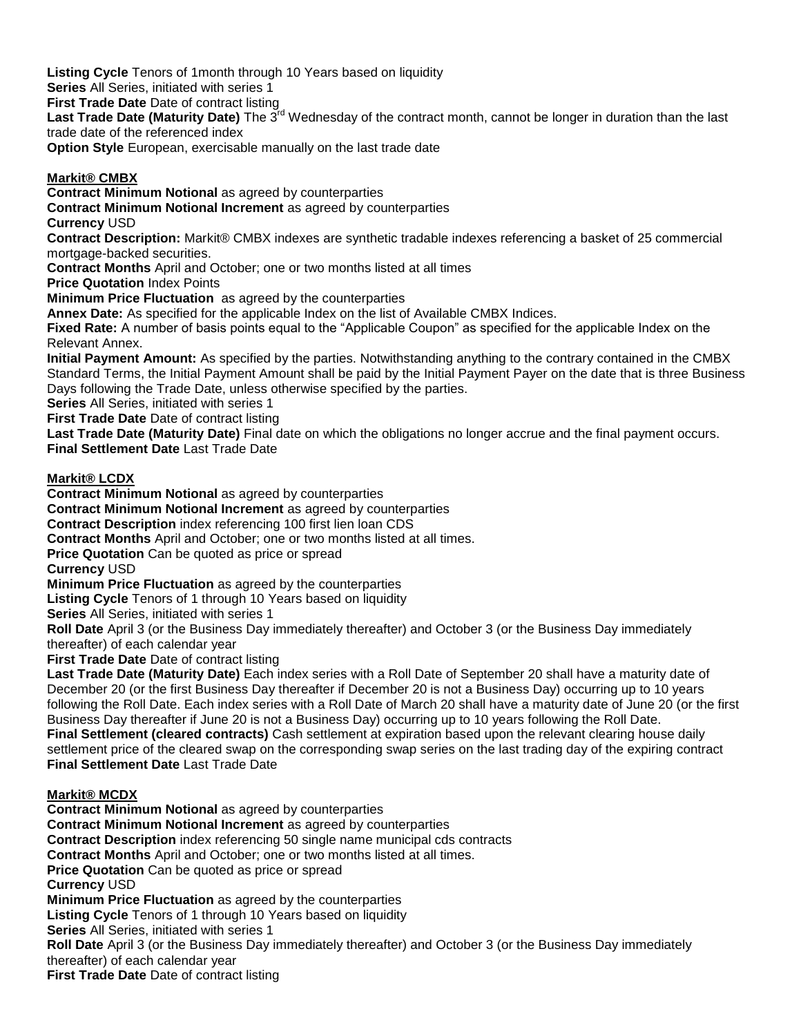**Listing Cycle** Tenors of 1month through 10 Years based on liquidity
**Series** All Series, initiated with series 1
**First Trade Date** Date of contract listing
**Last Trade Date (Maturity Date)** The 3rd Wednesday of the contract month, cannot be longer in duration than the last trade date of the referenced index
**Option Style** European, exercisable manually on the last trade date

**Markit® CMBX**

**Contract Minimum Notional** as agreed by counterparties
**Contract Minimum Notional Increment** as agreed by counterparties
**Currency** USD
**Contract Description:** Markit® CMBX indexes are synthetic tradable indexes referencing a basket of 25 commercial mortgage-backed securities.
**Contract Months** April and October; one or two months listed at all times
**Price Quotation** Index Points
**Minimum Price Fluctuation** as agreed by the counterparties
**Annex Date:** As specified for the applicable Index on the list of Available CMBX Indices.
**Fixed Rate:** A number of basis points equal to the "Applicable Coupon" as specified for the applicable Index on the Relevant Annex.
**Initial Payment Amount:** As specified by the parties. Notwithstanding anything to the contrary contained in the CMBX Standard Terms, the Initial Payment Amount shall be paid by the Initial Payment Payer on the date that is three Business Days following the Trade Date, unless otherwise specified by the parties.
**Series** All Series, initiated with series 1
**First Trade Date** Date of contract listing
**Last Trade Date (Maturity Date)** Final date on which the obligations no longer accrue and the final payment occurs.
**Final Settlement Date** Last Trade Date

**Markit® LCDX**

**Contract Minimum Notional** as agreed by counterparties
**Contract Minimum Notional Increment** as agreed by counterparties
**Contract Description** index referencing 100 first lien loan CDS
**Contract Months** April and October; one or two months listed at all times.
**Price Quotation** Can be quoted as price or spread
**Currency** USD
**Minimum Price Fluctuation** as agreed by the counterparties
**Listing Cycle** Tenors of 1 through 10 Years based on liquidity
**Series** All Series, initiated with series 1
**Roll Date** April 3 (or the Business Day immediately thereafter) and October 3 (or the Business Day immediately thereafter) of each calendar year
**First Trade Date** Date of contract listing
**Last Trade Date (Maturity Date)** Each index series with a Roll Date of September 20 shall have a maturity date of December 20 (or the first Business Day thereafter if December 20 is not a Business Day) occurring up to 10 years following the Roll Date. Each index series with a Roll Date of March 20 shall have a maturity date of June 20 (or the first Business Day thereafter if June 20 is not a Business Day) occurring up to 10 years following the Roll Date.
**Final Settlement (cleared contracts)** Cash settlement at expiration based upon the relevant clearing house daily settlement price of the cleared swap on the corresponding swap series on the last trading day of the expiring contract
**Final Settlement Date** Last Trade Date

**Markit® MCDX**

**Contract Minimum Notional** as agreed by counterparties
**Contract Minimum Notional Increment** as agreed by counterparties
**Contract Description** index referencing 50 single name municipal cds contracts
**Contract Months** April and October; one or two months listed at all times.
**Price Quotation** Can be quoted as price or spread
**Currency** USD
**Minimum Price Fluctuation** as agreed by the counterparties
**Listing Cycle** Tenors of 1 through 10 Years based on liquidity
**Series** All Series, initiated with series 1
**Roll Date** April 3 (or the Business Day immediately thereafter) and October 3 (or the Business Day immediately thereafter) of each calendar year
**First Trade Date** Date of contract listing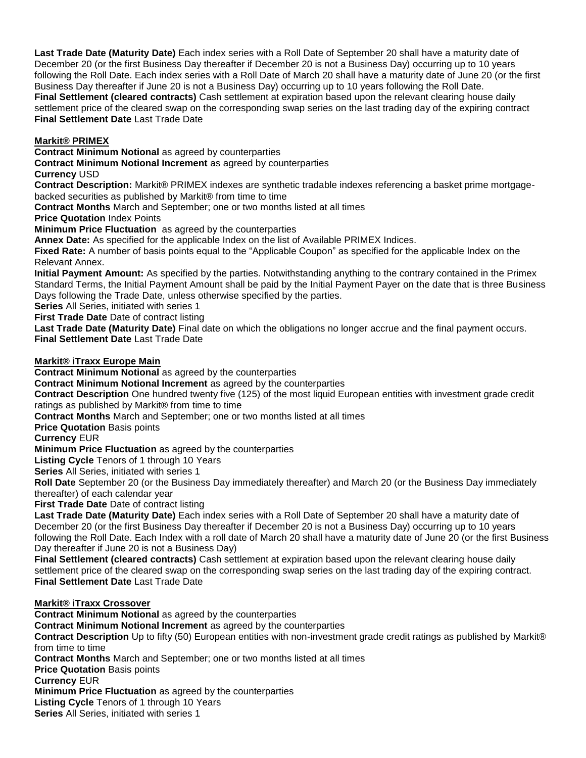**Last Trade Date (Maturity Date)** Each index series with a Roll Date of September 20 shall have a maturity date of December 20 (or the first Business Day thereafter if December 20 is not a Business Day) occurring up to 10 years following the Roll Date. Each index series with a Roll Date of March 20 shall have a maturity date of June 20 (or the first Business Day thereafter if June 20 is not a Business Day) occurring up to 10 years following the Roll Date.
**Final Settlement (cleared contracts)** Cash settlement at expiration based upon the relevant clearing house daily settlement price of the cleared swap on the corresponding swap series on the last trading day of the expiring contract
**Final Settlement Date** Last Trade Date

**Markit® PRIMEX**

**Contract Minimum Notional** as agreed by counterparties
**Contract Minimum Notional Increment** as agreed by counterparties
**Currency** USD
**Contract Description:** Markit® PRIMEX indexes are synthetic tradable indexes referencing a basket prime mortgage-backed securities as published by Markit® from time to time
**Contract Months** March and September; one or two months listed at all times
**Price Quotation** Index Points
**Minimum Price Fluctuation** as agreed by the counterparties
**Annex Date:** As specified for the applicable Index on the list of Available PRIMEX Indices.
**Fixed Rate:** A number of basis points equal to the "Applicable Coupon" as specified for the applicable Index on the Relevant Annex.
**Initial Payment Amount:** As specified by the parties. Notwithstanding anything to the contrary contained in the Primex Standard Terms, the Initial Payment Amount shall be paid by the Initial Payment Payer on the date that is three Business Days following the Trade Date, unless otherwise specified by the parties.
**Series** All Series, initiated with series 1
**First Trade Date** Date of contract listing
**Last Trade Date (Maturity Date)** Final date on which the obligations no longer accrue and the final payment occurs.
**Final Settlement Date** Last Trade Date

**Markit® iTraxx Europe Main**

**Contract Minimum Notional** as agreed by the counterparties
**Contract Minimum Notional Increment** as agreed by the counterparties
**Contract Description** One hundred twenty five (125) of the most liquid European entities with investment grade credit ratings as published by Markit® from time to time
**Contract Months** March and September; one or two months listed at all times
**Price Quotation** Basis points
**Currency** EUR
**Minimum Price Fluctuation** as agreed by the counterparties
**Listing Cycle** Tenors of 1 through 10 Years
**Series** All Series, initiated with series 1
**Roll Date** September 20 (or the Business Day immediately thereafter) and March 20 (or the Business Day immediately thereafter) of each calendar year
**First Trade Date** Date of contract listing
**Last Trade Date (Maturity Date)** Each index series with a Roll Date of September 20 shall have a maturity date of December 20 (or the first Business Day thereafter if December 20 is not a Business Day) occurring up to 10 years following the Roll Date. Each Index with a roll date of March 20 shall have a maturity date of June 20 (or the first Business Day thereafter if June 20 is not a Business Day)
**Final Settlement (cleared contracts)** Cash settlement at expiration based upon the relevant clearing house daily settlement price of the cleared swap on the corresponding swap series on the last trading day of the expiring contract.
**Final Settlement Date** Last Trade Date

**Markit® iTraxx Crossover**

**Contract Minimum Notional** as agreed by the counterparties
**Contract Minimum Notional Increment** as agreed by the counterparties
**Contract Description** Up to fifty (50) European entities with non-investment grade credit ratings as published by Markit® from time to time
**Contract Months** March and September; one or two months listed at all times
**Price Quotation** Basis points
**Currency** EUR
**Minimum Price Fluctuation** as agreed by the counterparties
**Listing Cycle** Tenors of 1 through 10 Years
**Series** All Series, initiated with series 1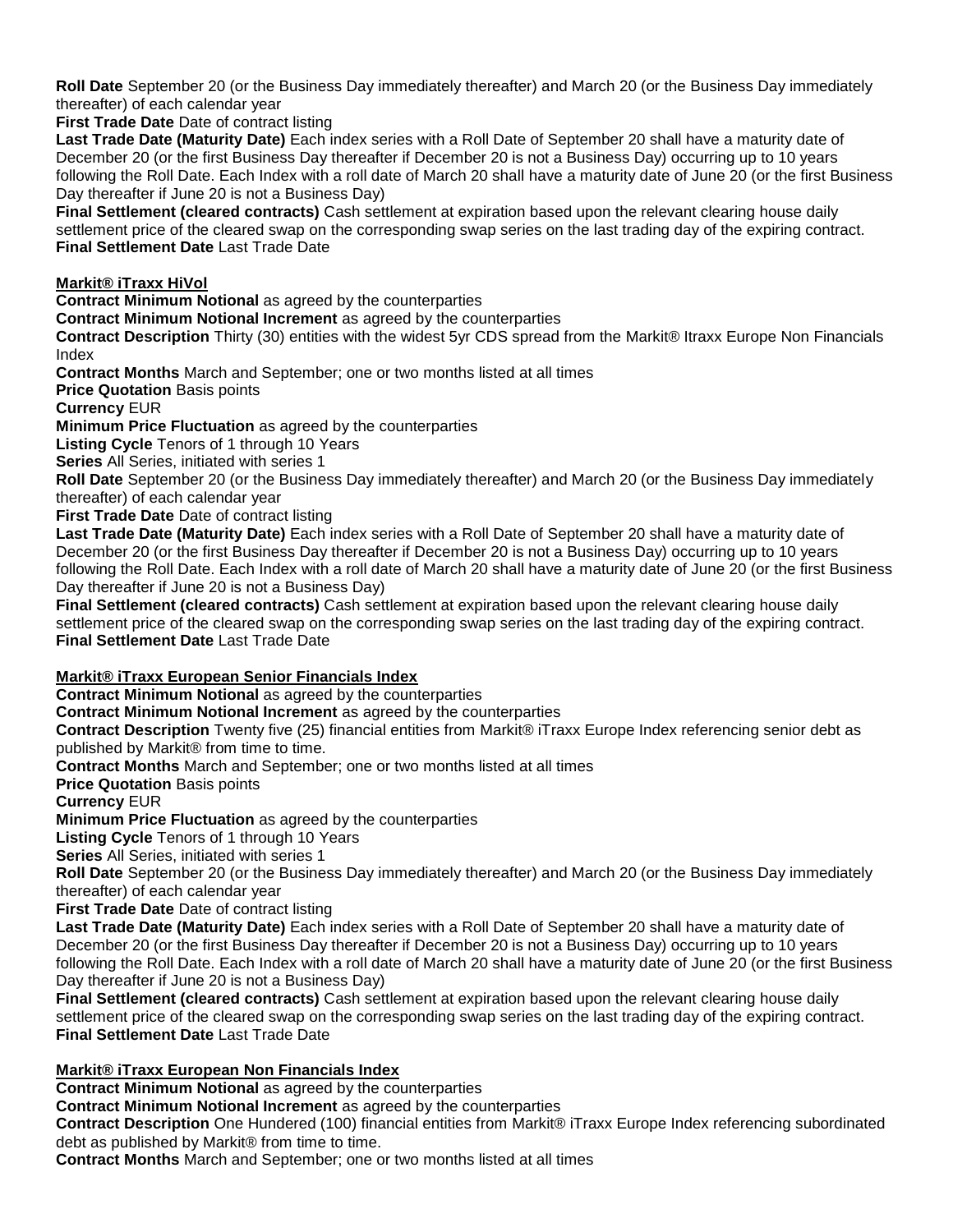**Roll Date** September 20 (or the Business Day immediately thereafter) and March 20 (or the Business Day immediately thereafter) of each calendar year
**First Trade Date** Date of contract listing
**Last Trade Date (Maturity Date)** Each index series with a Roll Date of September 20 shall have a maturity date of December 20 (or the first Business Day thereafter if December 20 is not a Business Day) occurring up to 10 years following the Roll Date. Each Index with a roll date of March 20 shall have a maturity date of June 20 (or the first Business Day thereafter if June 20 is not a Business Day)
**Final Settlement (cleared contracts)** Cash settlement at expiration based upon the relevant clearing house daily settlement price of the cleared swap on the corresponding swap series on the last trading day of the expiring contract.
**Final Settlement Date** Last Trade Date

**Markit® iTraxx HiVol**
**Contract Minimum Notional** as agreed by the counterparties
**Contract Minimum Notional Increment** as agreed by the counterparties
**Contract Description** Thirty (30) entities with the widest 5yr CDS spread from the Markit® Itraxx Europe Non Financials Index
**Contract Months** March and September; one or two months listed at all times
**Price Quotation** Basis points
**Currency** EUR
**Minimum Price Fluctuation** as agreed by the counterparties
**Listing Cycle** Tenors of 1 through 10 Years
**Series** All Series, initiated with series 1
**Roll Date** September 20 (or the Business Day immediately thereafter) and March 20 (or the Business Day immediately thereafter) of each calendar year
**First Trade Date** Date of contract listing
**Last Trade Date (Maturity Date)** Each index series with a Roll Date of September 20 shall have a maturity date of December 20 (or the first Business Day thereafter if December 20 is not a Business Day) occurring up to 10 years following the Roll Date. Each Index with a roll date of March 20 shall have a maturity date of June 20 (or the first Business Day thereafter if June 20 is not a Business Day)
**Final Settlement (cleared contracts)** Cash settlement at expiration based upon the relevant clearing house daily settlement price of the cleared swap on the corresponding swap series on the last trading day of the expiring contract.
**Final Settlement Date** Last Trade Date

**Markit® iTraxx European Senior Financials Index**
**Contract Minimum Notional** as agreed by the counterparties
**Contract Minimum Notional Increment** as agreed by the counterparties
**Contract Description** Twenty five (25) financial entities from Markit® iTraxx Europe Index referencing senior debt as published by Markit® from time to time.
**Contract Months** March and September; one or two months listed at all times
**Price Quotation** Basis points
**Currency** EUR
**Minimum Price Fluctuation** as agreed by the counterparties
**Listing Cycle** Tenors of 1 through 10 Years
**Series** All Series, initiated with series 1
**Roll Date** September 20 (or the Business Day immediately thereafter) and March 20 (or the Business Day immediately thereafter) of each calendar year
**First Trade Date** Date of contract listing
**Last Trade Date (Maturity Date)** Each index series with a Roll Date of September 20 shall have a maturity date of December 20 (or the first Business Day thereafter if December 20 is not a Business Day) occurring up to 10 years following the Roll Date. Each Index with a roll date of March 20 shall have a maturity date of June 20 (or the first Business Day thereafter if June 20 is not a Business Day)
**Final Settlement (cleared contracts)** Cash settlement at expiration based upon the relevant clearing house daily settlement price of the cleared swap on the corresponding swap series on the last trading day of the expiring contract.
**Final Settlement Date** Last Trade Date

**Markit® iTraxx European Non Financials Index**
**Contract Minimum Notional** as agreed by the counterparties
**Contract Minimum Notional Increment** as agreed by the counterparties
**Contract Description** One Hundered (100) financial entities from Markit® iTraxx Europe Index referencing subordinated debt as published by Markit® from time to time.
**Contract Months** March and September; one or two months listed at all times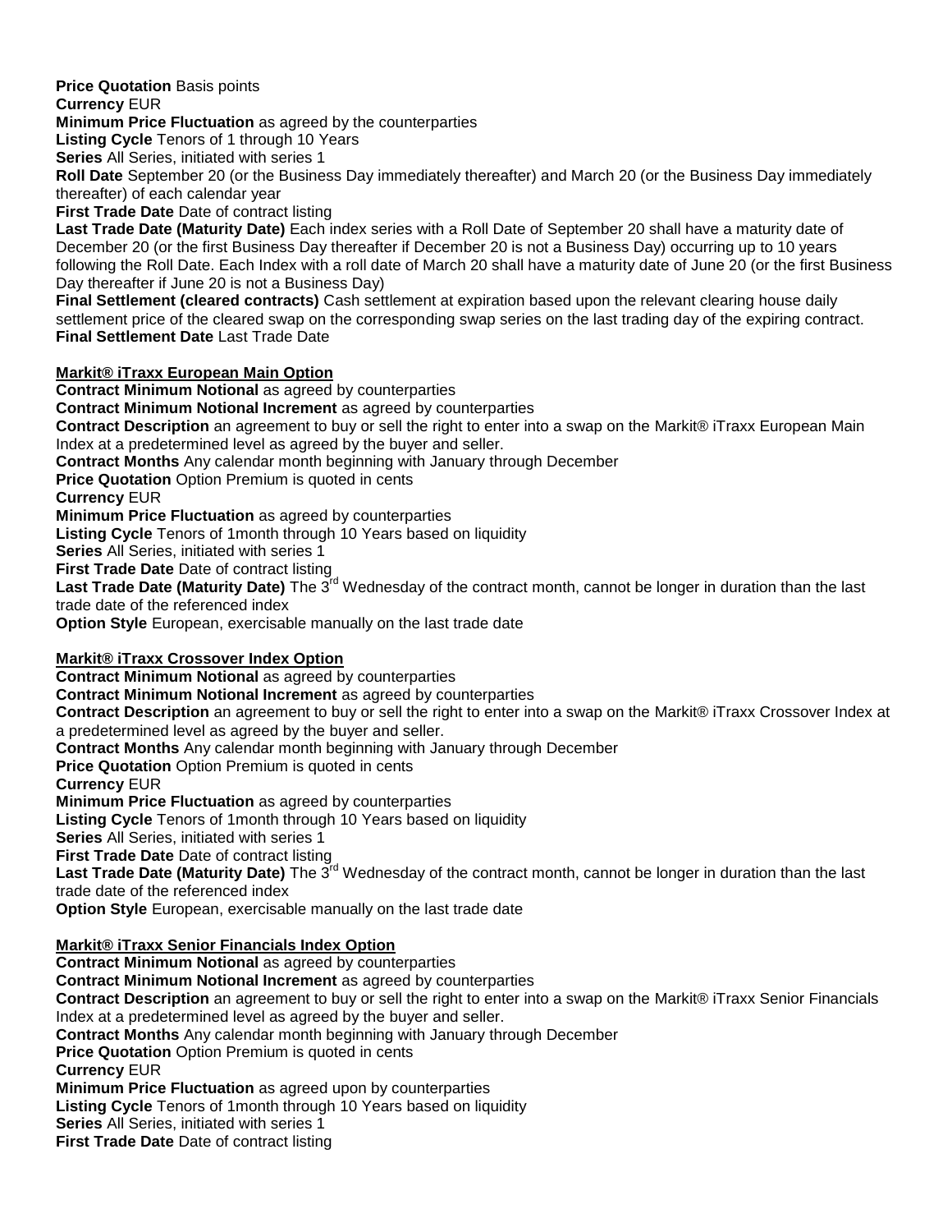**Price Quotation** Basis points
**Currency** EUR
**Minimum Price Fluctuation** as agreed by the counterparties
**Listing Cycle** Tenors of 1 through 10 Years
**Series** All Series, initiated with series 1
**Roll Date** September 20 (or the Business Day immediately thereafter) and March 20 (or the Business Day immediately thereafter) of each calendar year
**First Trade Date** Date of contract listing
**Last Trade Date (Maturity Date)** Each index series with a Roll Date of September 20 shall have a maturity date of December 20 (or the first Business Day thereafter if December 20 is not a Business Day) occurring up to 10 years following the Roll Date. Each Index with a roll date of March 20 shall have a maturity date of June 20 (or the first Business Day thereafter if June 20 is not a Business Day)
**Final Settlement (cleared contracts)** Cash settlement at expiration based upon the relevant clearing house daily settlement price of the cleared swap on the corresponding swap series on the last trading day of the expiring contract.
**Final Settlement Date** Last Trade Date

**Markit® iTraxx European Main Option**
**Contract Minimum Notional** as agreed by counterparties
**Contract Minimum Notional Increment** as agreed by counterparties
**Contract Description** an agreement to buy or sell the right to enter into a swap on the Markit® iTraxx European Main Index at a predetermined level as agreed by the buyer and seller.
**Contract Months** Any calendar month beginning with January through December
**Price Quotation** Option Premium is quoted in cents
**Currency** EUR
**Minimum Price Fluctuation** as agreed by counterparties
**Listing Cycle** Tenors of 1month through 10 Years based on liquidity
**Series** All Series, initiated with series 1
**First Trade Date** Date of contract listing
**Last Trade Date (Maturity Date)** The 3rd Wednesday of the contract month, cannot be longer in duration than the last trade date of the referenced index
**Option Style** European, exercisable manually on the last trade date

**Markit® iTraxx Crossover Index Option**
**Contract Minimum Notional** as agreed by counterparties
**Contract Minimum Notional Increment** as agreed by counterparties
**Contract Description** an agreement to buy or sell the right to enter into a swap on the Markit® iTraxx Crossover Index at a predetermined level as agreed by the buyer and seller.
**Contract Months** Any calendar month beginning with January through December
**Price Quotation** Option Premium is quoted in cents
**Currency** EUR
**Minimum Price Fluctuation** as agreed by counterparties
**Listing Cycle** Tenors of 1month through 10 Years based on liquidity
**Series** All Series, initiated with series 1
**First Trade Date** Date of contract listing
**Last Trade Date (Maturity Date)** The 3rd Wednesday of the contract month, cannot be longer in duration than the last trade date of the referenced index
**Option Style** European, exercisable manually on the last trade date

**Markit® iTraxx Senior Financials Index Option**
**Contract Minimum Notional** as agreed by counterparties
**Contract Minimum Notional Increment** as agreed by counterparties
**Contract Description** an agreement to buy or sell the right to enter into a swap on the Markit® iTraxx Senior Financials Index at a predetermined level as agreed by the buyer and seller.
**Contract Months** Any calendar month beginning with January through December
**Price Quotation** Option Premium is quoted in cents
**Currency** EUR
**Minimum Price Fluctuation** as agreed upon by counterparties
**Listing Cycle** Tenors of 1month through 10 Years based on liquidity
**Series** All Series, initiated with series 1
**First Trade Date** Date of contract listing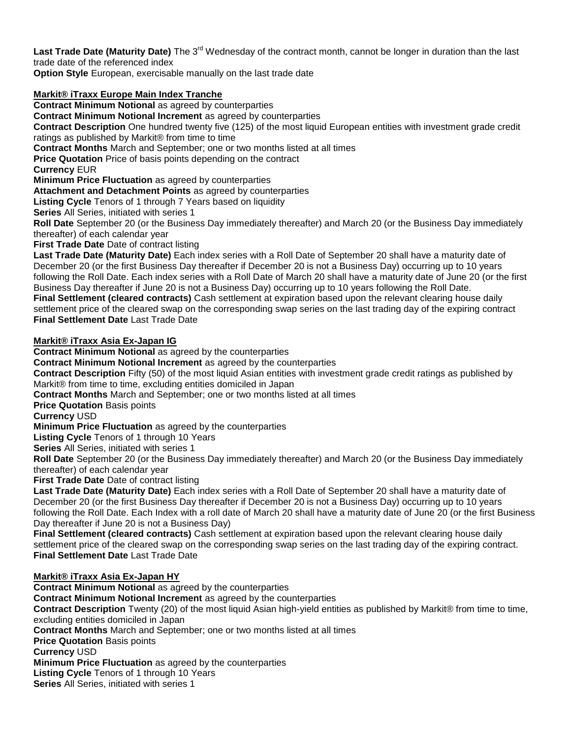**Last Trade Date (Maturity Date)** The 3rd Wednesday of the contract month, cannot be longer in duration than the last trade date of the referenced index
**Option Style** European, exercisable manually on the last trade date

**Markit® iTraxx Europe Main Index Tranche**

**Contract Minimum Notional** as agreed by counterparties
**Contract Minimum Notional Increment** as agreed by counterparties
**Contract Description** One hundred twenty five (125) of the most liquid European entities with investment grade credit ratings as published by Markit® from time to time
**Contract Months** March and September; one or two months listed at all times
**Price Quotation** Price of basis points depending on the contract
**Currency** EUR
**Minimum Price Fluctuation** as agreed by counterparties
**Attachment and Detachment Points** as agreed by counterparties
**Listing Cycle** Tenors of 1 through 7 Years based on liquidity
**Series** All Series, initiated with series 1
**Roll Date** September 20 (or the Business Day immediately thereafter) and March 20 (or the Business Day immediately thereafter) of each calendar year
**First Trade Date** Date of contract listing
**Last Trade Date (Maturity Date)** Each index series with a Roll Date of September 20 shall have a maturity date of December 20 (or the first Business Day thereafter if December 20 is not a Business Day) occurring up to 10 years following the Roll Date. Each index series with a Roll Date of March 20 shall have a maturity date of June 20 (or the first Business Day thereafter if June 20 is not a Business Day) occurring up to 10 years following the Roll Date.
**Final Settlement (cleared contracts)** Cash settlement at expiration based upon the relevant clearing house daily settlement price of the cleared swap on the corresponding swap series on the last trading day of the expiring contract
**Final Settlement Date** Last Trade Date

**Markit® iTraxx Asia Ex-Japan IG**

**Contract Minimum Notional** as agreed by the counterparties
**Contract Minimum Notional Increment** as agreed by the counterparties
**Contract Description** Fifty (50) of the most liquid Asian entities with investment grade credit ratings as published by Markit® from time to time, excluding entities domiciled in Japan
**Contract Months** March and September; one or two months listed at all times
**Price Quotation** Basis points
**Currency** USD
**Minimum Price Fluctuation** as agreed by the counterparties
**Listing Cycle** Tenors of 1 through 10 Years
**Series** All Series, initiated with series 1
**Roll Date** September 20 (or the Business Day immediately thereafter) and March 20 (or the Business Day immediately thereafter) of each calendar year
**First Trade Date** Date of contract listing
**Last Trade Date (Maturity Date)** Each index series with a Roll Date of September 20 shall have a maturity date of December 20 (or the first Business Day thereafter if December 20 is not a Business Day) occurring up to 10 years following the Roll Date. Each Index with a roll date of March 20 shall have a maturity date of June 20 (or the first Business Day thereafter if June 20 is not a Business Day)
**Final Settlement (cleared contracts)** Cash settlement at expiration based upon the relevant clearing house daily settlement price of the cleared swap on the corresponding swap series on the last trading day of the expiring contract.
**Final Settlement Date** Last Trade Date

**Markit® iTraxx Asia Ex-Japan HY**

**Contract Minimum Notional** as agreed by the counterparties
**Contract Minimum Notional Increment** as agreed by the counterparties
**Contract Description** Twenty (20) of the most liquid Asian high-yield entities as published by Markit® from time to time, excluding entities domiciled in Japan
**Contract Months** March and September; one or two months listed at all times
**Price Quotation** Basis points
**Currency** USD
**Minimum Price Fluctuation** as agreed by the counterparties
**Listing Cycle** Tenors of 1 through 10 Years
**Series** All Series, initiated with series 1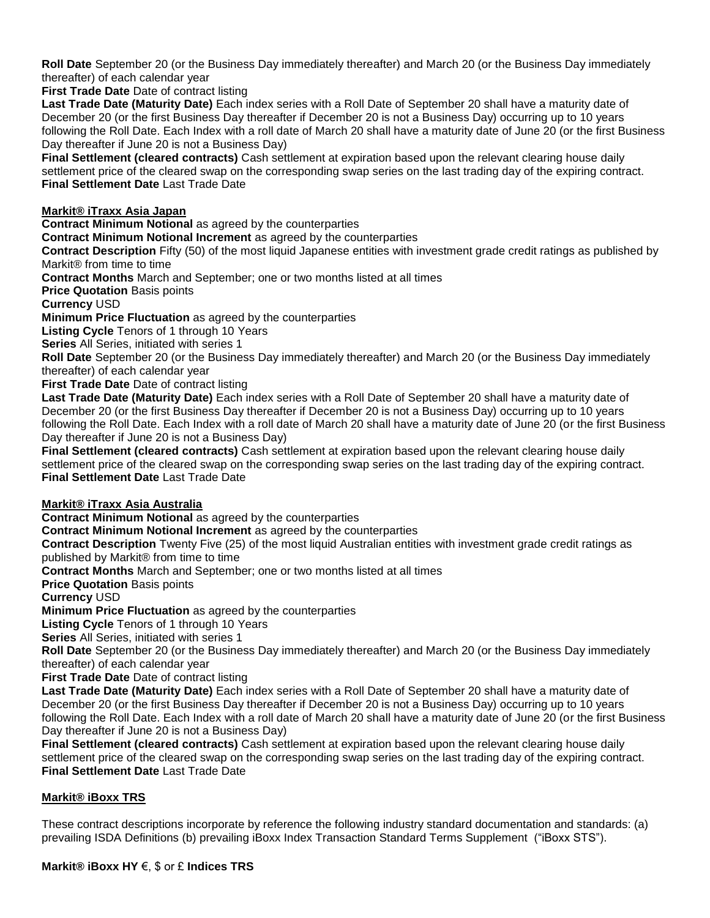**Roll Date** September 20 (or the Business Day immediately thereafter) and March 20 (or the Business Day immediately thereafter) of each calendar year

**First Trade Date** Date of contract listing

**Last Trade Date (Maturity Date)** Each index series with a Roll Date of September 20 shall have a maturity date of December 20 (or the first Business Day thereafter if December 20 is not a Business Day) occurring up to 10 years following the Roll Date. Each Index with a roll date of March 20 shall have a maturity date of June 20 (or the first Business Day thereafter if June 20 is not a Business Day)

**Final Settlement (cleared contracts)** Cash settlement at expiration based upon the relevant clearing house daily settlement price of the cleared swap on the corresponding swap series on the last trading day of the expiring contract.

**Final Settlement Date** Last Trade Date

**<u>Markit® iTraxx Asia Japan</u>**

**Contract Minimum Notional** as agreed by the counterparties

**Contract Minimum Notional Increment** as agreed by the counterparties

**Contract Description** Fifty (50) of the most liquid Japanese entities with investment grade credit ratings as published by Markit® from time to time

**Contract Months** March and September; one or two months listed at all times

**Price Quotation** Basis points

**Currency** USD

**Minimum Price Fluctuation** as agreed by the counterparties

**Listing Cycle** Tenors of 1 through 10 Years

**Series** All Series, initiated with series 1

**Roll Date** September 20 (or the Business Day immediately thereafter) and March 20 (or the Business Day immediately thereafter) of each calendar year

**First Trade Date** Date of contract listing

**Last Trade Date (Maturity Date)** Each index series with a Roll Date of September 20 shall have a maturity date of December 20 (or the first Business Day thereafter if December 20 is not a Business Day) occurring up to 10 years following the Roll Date. Each Index with a roll date of March 20 shall have a maturity date of June 20 (or the first Business Day thereafter if June 20 is not a Business Day)

**Final Settlement (cleared contracts)** Cash settlement at expiration based upon the relevant clearing house daily settlement price of the cleared swap on the corresponding swap series on the last trading day of the expiring contract.

**Final Settlement Date** Last Trade Date

**<u>Markit® iTraxx Asia Australia</u>**

**Contract Minimum Notional** as agreed by the counterparties

**Contract Minimum Notional Increment** as agreed by the counterparties

**Contract Description** Twenty Five (25) of the most liquid Australian entities with investment grade credit ratings as published by Markit® from time to time

**Contract Months** March and September; one or two months listed at all times

**Price Quotation** Basis points

**Currency** USD

**Minimum Price Fluctuation** as agreed by the counterparties

**Listing Cycle** Tenors of 1 through 10 Years

**Series** All Series, initiated with series 1

**Roll Date** September 20 (or the Business Day immediately thereafter) and March 20 (or the Business Day immediately thereafter) of each calendar year

**First Trade Date** Date of contract listing

**Last Trade Date (Maturity Date)** Each index series with a Roll Date of September 20 shall have a maturity date of December 20 (or the first Business Day thereafter if December 20 is not a Business Day) occurring up to 10 years following the Roll Date. Each Index with a roll date of March 20 shall have a maturity date of June 20 (or the first Business Day thereafter if June 20 is not a Business Day)

**Final Settlement (cleared contracts)** Cash settlement at expiration based upon the relevant clearing house daily settlement price of the cleared swap on the corresponding swap series on the last trading day of the expiring contract.

**Final Settlement Date** Last Trade Date

**<u>Markit® iBoxx TRS</u>**

These contract descriptions incorporate by reference the following industry standard documentation and standards: (a) prevailing ISDA Definitions (b) prevailing iBoxx Index Transaction Standard Terms Supplement ("iBoxx STS").

**Markit® iBoxx HY** €, $ or £ **Indices TRS**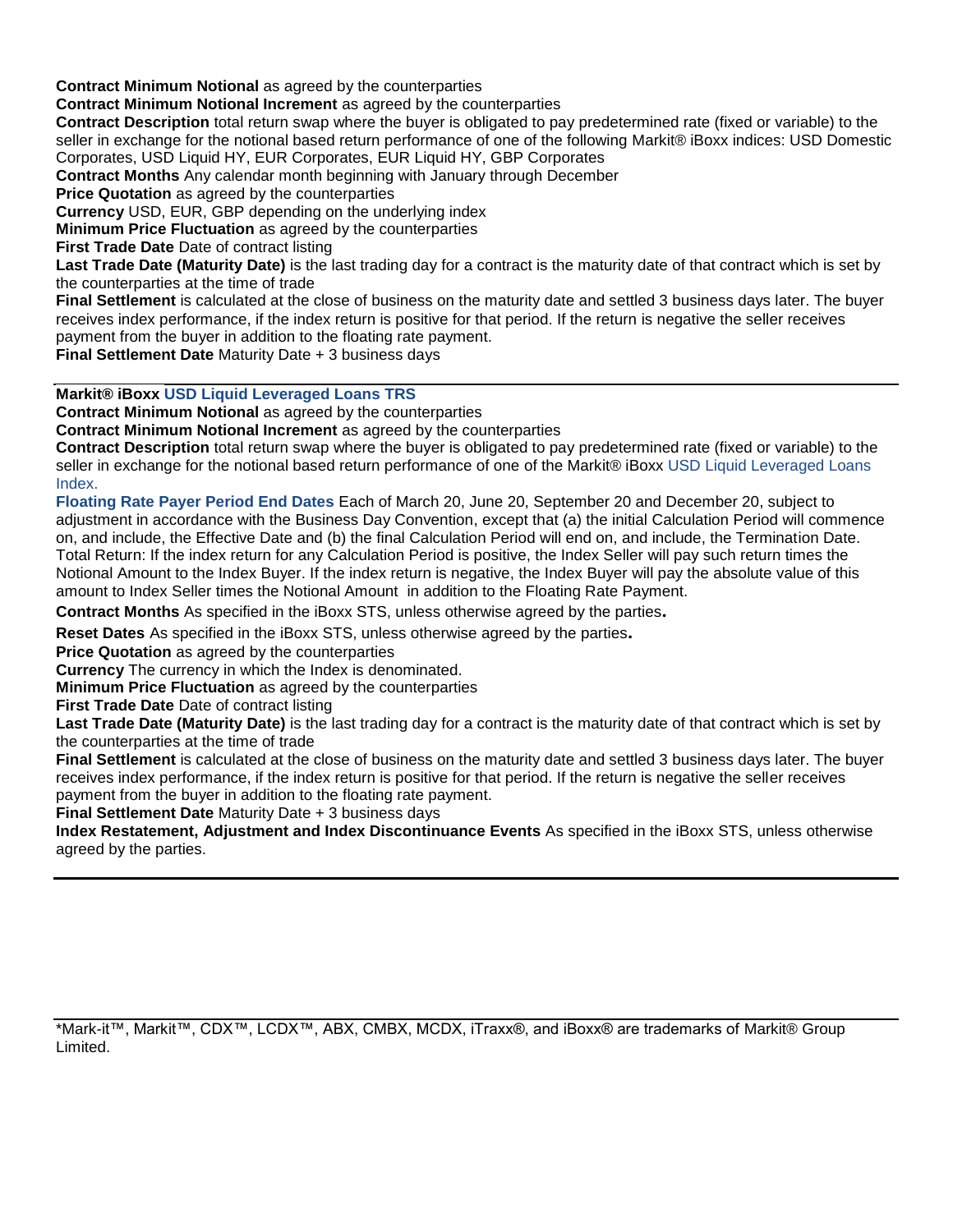**Contract Minimum Notional** as agreed by the counterparties
**Contract Minimum Notional Increment** as agreed by the counterparties
**Contract Description** total return swap where the buyer is obligated to pay predetermined rate (fixed or variable) to the seller in exchange for the notional based return performance of one of the following Markit® iBoxx indices: USD Domestic Corporates, USD Liquid HY, EUR Corporates, EUR Liquid HY, GBP Corporates
**Contract Months** Any calendar month beginning with January through December
**Price Quotation** as agreed by the counterparties
**Currency** USD, EUR, GBP depending on the underlying index
**Minimum Price Fluctuation** as agreed by the counterparties
**First Trade Date** Date of contract listing
**Last Trade Date (Maturity Date)** is the last trading day for a contract is the maturity date of that contract which is set by the counterparties at the time of trade
**Final Settlement** is calculated at the close of business on the maturity date and settled 3 business days later. The buyer receives index performance, if the index return is positive for that period. If the return is negative the seller receives payment from the buyer in addition to the floating rate payment.
**Final Settlement Date** Maturity Date + 3 business days

---

**Markit® iBoxx USD Liquid Leveraged Loans TRS**

**Contract Minimum Notional** as agreed by the counterparties
**Contract Minimum Notional Increment** as agreed by the counterparties
**Contract Description** total return swap where the buyer is obligated to pay predetermined rate (fixed or variable) to the seller in exchange for the notional based return performance of one of the Markit® iBoxx USD Liquid Leveraged Loans Index.
**Floating Rate Payer Period End Dates** Each of March 20, June 20, September 20 and December 20, subject to adjustment in accordance with the Business Day Convention, except that (a) the initial Calculation Period will commence on, and include, the Effective Date and (b) the final Calculation Period will end on, and include, the Termination Date. Total Return: If the index return for any Calculation Period is positive, the Index Seller will pay such return times the Notional Amount to the Index Buyer. If the index return is negative, the Index Buyer will pay the absolute value of this amount to Index Seller times the Notional Amount in addition to the Floating Rate Payment.
**Contract Months** As specified in the iBoxx STS, unless otherwise agreed by the parties**.**
**Reset Dates** As specified in the iBoxx STS, unless otherwise agreed by the parties**.**
**Price Quotation** as agreed by the counterparties
**Currency** The currency in which the Index is denominated.
**Minimum Price Fluctuation** as agreed by the counterparties
**First Trade Date** Date of contract listing
**Last Trade Date (Maturity Date)** is the last trading day for a contract is the maturity date of that contract which is set by the counterparties at the time of trade
**Final Settlement** is calculated at the close of business on the maturity date and settled 3 business days later. The buyer receives index performance, if the index return is positive for that period. If the return is negative the seller receives payment from the buyer in addition to the floating rate payment.
**Final Settlement Date** Maturity Date + 3 business days
**Index Restatement, Adjustment and Index Discontinuance Events** As specified in the iBoxx STS, unless otherwise agreed by the parties.

---

*Mark-it™, Markit™, CDX™, LCDX™, ABX, CMBX, MCDX, iTraxx®, and iBoxx® are trademarks of Markit® Group Limited.